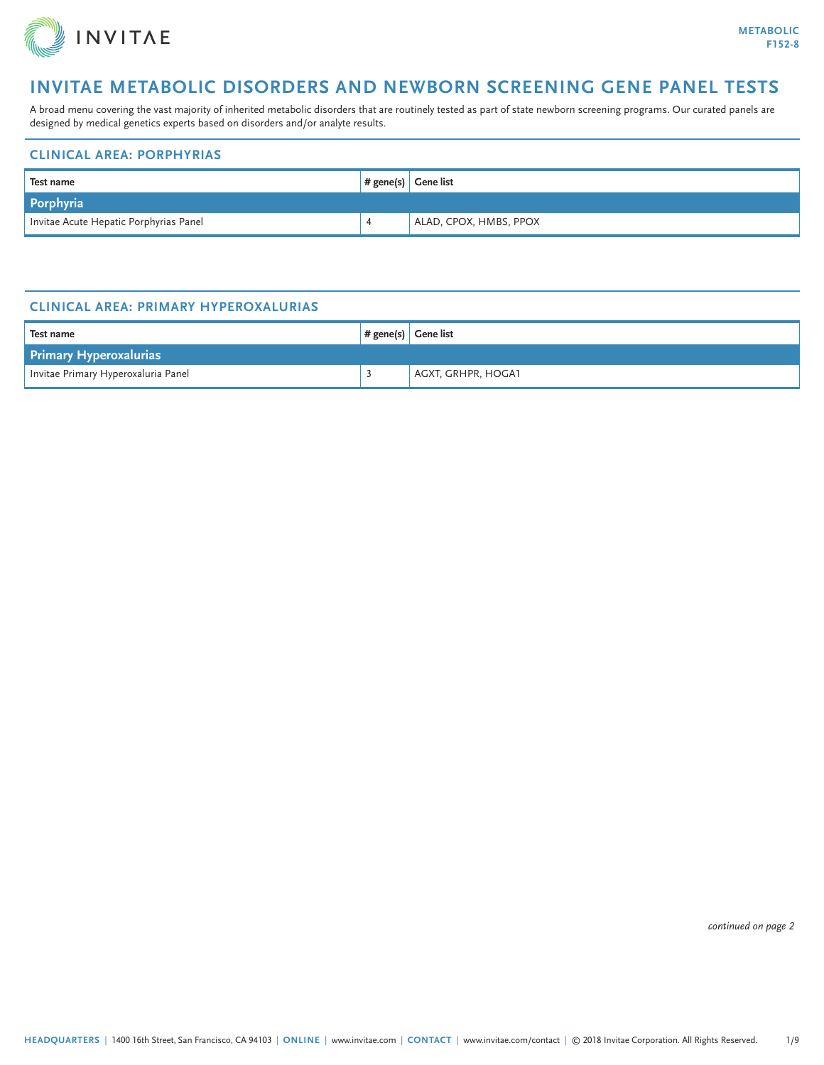# INVITAE METABOLIC DISORDERS AND NEWBORN SCREENING GENE PANEL TESTS

A broad menu covering the vast majority of inherited metabolic disorders that are routinely tested as part of state newborn screening programs. Our curated panels are designed by medical genetics experts based on disorders and/or analyte results.

## CLINICAL AREA: PORPHYRIAS

| Test name | # gene(s) | Gene list |
|---|---|---|
| **Porphyria** | | |
| Invitae Acute Hepatic Porphyrias Panel | 4 | ALAD, CPOX, HMBS, PPOX |

## CLINICAL AREA: PRIMARY HYPEROXALURIAS

| Test name | # gene(s) | Gene list |
|---|---|---|
| **Primary Hyperoxalurias** | | |
| Invitae Primary Hyperoxaluria Panel | 3 | AGXT, GRHPR, HOGA1 |

*continued on page 2*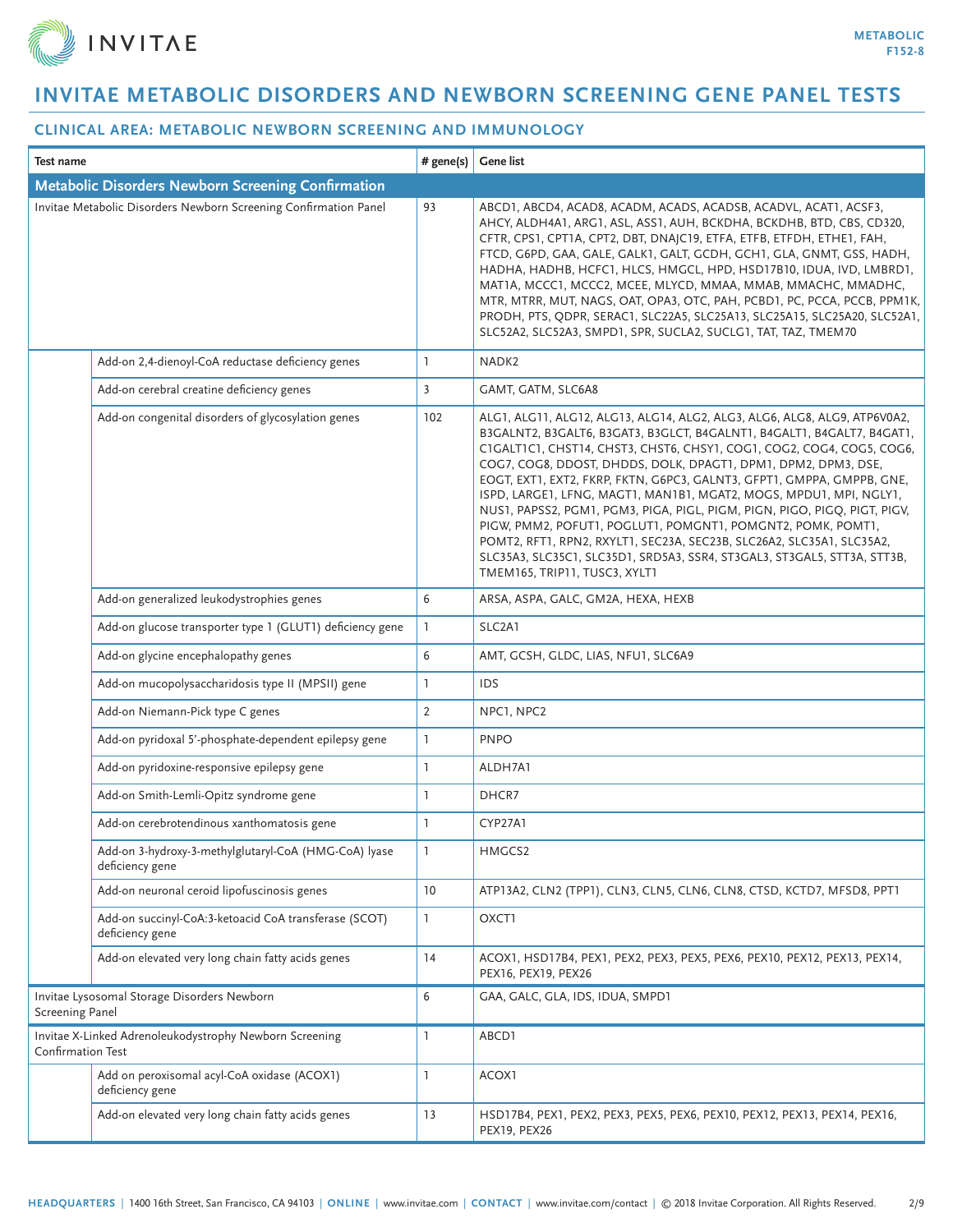# INVITAE METABOLIC DISORDERS AND NEWBORN SCREENING GENE PANEL TESTS

## CLINICAL AREA: METABOLIC NEWBORN SCREENING AND IMMUNOLOGY

| Test name | | # gene(s) | Gene list |
|---|---|---|---|
| **Metabolic Disorders Newborn Screening Confirmation** | | | |
| Invitae Metabolic Disorders Newborn Screening Confirmation Panel | | 93 | ABCD1, ABCD4, ACAD8, ACADM, ACADS, ACADSB, ACADVL, ACAT1, ACSF3, AHCY, ALDH4A1, ARG1, ASL, ASS1, AUH, BCKDHA, BCKDHB, BTD, CBS, CD320, CFTR, CPS1, CPT1A, CPT2, DBT, DNAJC19, ETFA, ETFB, ETFDH, ETHE1, FAH, FTCD, G6PD, GAA, GALE, GALK1, GALT, GCDH, GCH1, GLA, GNMT, GSS, HADH, HADHA, HADHB, HCFC1, HLCS, HMGCL, HPD, HSD17B10, IDUA, IVD, LMBRD1, MAT1A, MCCC1, MCCC2, MCEE, MLYCD, MMAA, MMAB, MMACHC, MMADHC, MTR, MTRR, MUT, NAGS, OAT, OPA3, OTC, PAH, PCBD1, PC, PCCA, PCCB, PPM1K, PRODH, PTS, QDPR, SERAC1, SLC22A5, SLC25A13, SLC25A15, SLC25A20, SLC52A1, SLC52A2, SLC52A3, SMPD1, SPR, SUCLA2, SUCLG1, TAT, TAZ, TMEM70 |
| | Add-on 2,4-dienoyl-CoA reductase deficiency genes | 1 | NADK2 |
| | Add-on cerebral creatine deficiency genes | 3 | GAMT, GATM, SLC6A8 |
| | Add-on congenital disorders of glycosylation genes | 102 | ALG1, ALG11, ALG12, ALG13, ALG14, ALG2, ALG3, ALG6, ALG8, ALG9, ATP6V0A2, B3GALNT2, B3GALT6, B3GAT3, B3GLCT, B4GALNT1, B4GALT1, B4GALT7, B4GAT1, C1GALT1C1, CHST14, CHST3, CHST6, CHSY1, COG1, COG2, COG4, COG5, COG6, COG7, COG8, DDOST, DHDDS, DOLK, DPAGT1, DPM1, DPM2, DPM3, DSE, EOGT, EXT1, EXT2, FKRP, FKTN, G6PC3, GALNT3, GFPT1, GMPPA, GMPPB, GNE, ISPD, LARGE1, LFNG, MAGT1, MAN1B1, MGAT2, MOGS, MPDU1, MPI, NGLY1, NUS1, PAPSS2, PGM1, PGM3, PIGA, PIGL, PIGM, PIGN, PIGO, PIGQ, PIGT, PIGV, PIGW, PMM2, POFUT1, POGLUT1, POMGNT1, POMGNT2, POMK, POMT1, POMT2, RFT1, RPN2, RXYLT1, SEC23A, SEC23B, SLC26A2, SLC35A1, SLC35A2, SLC35A3, SLC35C1, SLC35D1, SRD5A3, SSR4, ST3GAL3, ST3GAL5, STT3A, STT3B, TMEM165, TRIP11, TUSC3, XYLT1 |
| | Add-on generalized leukodystrophies genes | 6 | ARSA, ASPA, GALC, GM2A, HEXA, HEXB |
| | Add-on glucose transporter type 1 (GLUT1) deficiency gene | 1 | SLC2A1 |
| | Add-on glycine encephalopathy genes | 6 | AMT, GCSH, GLDC, LIAS, NFU1, SLC6A9 |
| | Add-on mucopolysaccharidosis type II (MPSII) gene | 1 | IDS |
| | Add-on Niemann-Pick type C genes | 2 | NPC1, NPC2 |
| | Add-on pyridoxal 5'-phosphate-dependent epilepsy gene | 1 | PNPO |
| | Add-on pyridoxine-responsive epilepsy gene | 1 | ALDH7A1 |
| | Add-on Smith-Lemli-Opitz syndrome gene | 1 | DHCR7 |
| | Add-on cerebrotendinous xanthomatosis gene | 1 | CYP27A1 |
| | Add-on 3-hydroxy-3-methylglutaryl-CoA (HMG-CoA) lyase deficiency gene | 1 | HMGCS2 |
| | Add-on neuronal ceroid lipofuscinosis genes | 10 | ATP13A2, CLN2 (TPP1), CLN3, CLN5, CLN6, CLN8, CTSD, KCTD7, MFSD8, PPT1 |
| | Add-on succinyl-CoA:3-ketoacid CoA transferase (SCOT) deficiency gene | 1 | OXCT1 |
| | Add-on elevated very long chain fatty acids genes | 14 | ACOX1, HSD17B4, PEX1, PEX2, PEX3, PEX5, PEX6, PEX10, PEX12, PEX13, PEX14, PEX16, PEX19, PEX26 |
| Invitae Lysosomal Storage Disorders Newborn Screening Panel | | 6 | GAA, GALC, GLA, IDS, IDUA, SMPD1 |
| Invitae X-Linked Adrenoleukodystrophy Newborn Screening Confirmation Test | | 1 | ABCD1 |
| | Add on peroxisomal acyl-CoA oxidase (ACOX1) deficiency gene | 1 | ACOX1 |
| | Add-on elevated very long chain fatty acids genes | 13 | HSD17B4, PEX1, PEX2, PEX3, PEX5, PEX6, PEX10, PEX12, PEX13, PEX14, PEX16, PEX19, PEX26 |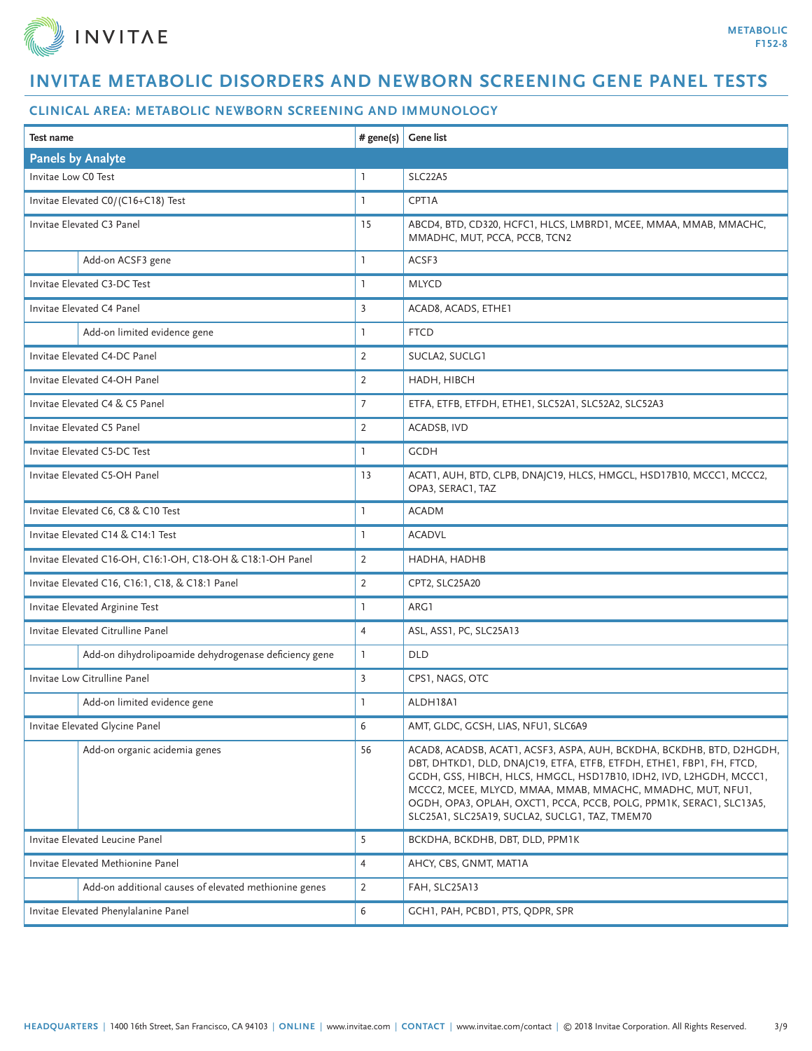# INVITAE METABOLIC DISORDERS AND NEWBORN SCREENING GENE PANEL TESTS

## CLINICAL AREA: METABOLIC NEWBORN SCREENING AND IMMUNOLOGY

| Test name | | # gene(s) | Gene list |
|---|---|---|---|
| **Panels by Analyte** | | | |
| Invitae Low C0 Test | | 1 | SLC22A5 |
| Invitae Elevated C0/(C16+C18) Test | | 1 | CPT1A |
| Invitae Elevated C3 Panel | | 15 | ABCD4, BTD, CD320, HCFC1, HLCS, LMBRD1, MCEE, MMAA, MMAB, MMACHC, MMADHC, MUT, PCCA, PCCB, TCN2 |
| | Add-on ACSF3 gene | 1 | ACSF3 |
| Invitae Elevated C3-DC Test | | 1 | MLYCD |
| Invitae Elevated C4 Panel | | 3 | ACAD8, ACADS, ETHE1 |
| | Add-on limited evidence gene | 1 | FTCD |
| Invitae Elevated C4-DC Panel | | 2 | SUCLA2, SUCLG1 |
| Invitae Elevated C4-OH Panel | | 2 | HADH, HIBCH |
| Invitae Elevated C4 & C5 Panel | | 7 | ETFA, ETFB, ETFDH, ETHE1, SLC52A1, SLC52A2, SLC52A3 |
| Invitae Elevated C5 Panel | | 2 | ACADSB, IVD |
| Invitae Elevated C5-DC Test | | 1 | GCDH |
| Invitae Elevated C5-OH Panel | | 13 | ACAT1, AUH, BTD, CLPB, DNAJC19, HLCS, HMGCL, HSD17B10, MCCC1, MCCC2, OPA3, SERAC1, TAZ |
| Invitae Elevated C6, C8 & C10 Test | | 1 | ACADM |
| Invitae Elevated C14 & C14:1 Test | | 1 | ACADVL |
| Invitae Elevated C16-OH, C16:1-OH, C18-OH & C18:1-OH Panel | | 2 | HADHA, HADHB |
| Invitae Elevated C16, C16:1, C18, & C18:1 Panel | | 2 | CPT2, SLC25A20 |
| Invitae Elevated Arginine Test | | 1 | ARG1 |
| Invitae Elevated Citrulline Panel | | 4 | ASL, ASS1, PC, SLC25A13 |
| | Add-on dihydrolipoamide dehydrogenase deficiency gene | 1 | DLD |
| Invitae Low Citrulline Panel | | 3 | CPS1, NAGS, OTC |
| | Add-on limited evidence gene | 1 | ALDH18A1 |
| Invitae Elevated Glycine Panel | | 6 | AMT, GLDC, GCSH, LIAS, NFU1, SLC6A9 |
| | Add-on organic acidemia genes | 56 | ACAD8, ACADSB, ACAT1, ACSF3, ASPA, AUH, BCKDHA, BCKDHB, BTD, D2HGDH, DBT, DHTKD1, DLD, DNAJC19, ETFA, ETFB, ETFDH, ETHE1, FBP1, FH, FTCD, GCDH, GSS, HIBCH, HLCS, HMGCL, HSD17B10, IDH2, IVD, L2HGDH, MCCC1, MCCC2, MCEE, MLYCD, MMAA, MMAB, MMACHC, MMADHC, MUT, NFU1, OGDH, OPA3, OPLAH, OXCT1, PCCA, PCCB, POLG, PPM1K, SERAC1, SLC13A5, SLC25A1, SLC25A19, SUCLA2, SUCLG1, TAZ, TMEM70 |
| Invitae Elevated Leucine Panel | | 5 | BCKDHA, BCKDHB, DBT, DLD, PPM1K |
| Invitae Elevated Methionine Panel | | 4 | AHCY, CBS, GNMT, MAT1A |
| | Add-on additional causes of elevated methionine genes | 2 | FAH, SLC25A13 |
| Invitae Elevated Phenylalanine Panel | | 6 | GCH1, PAH, PCBD1, PTS, QDPR, SPR |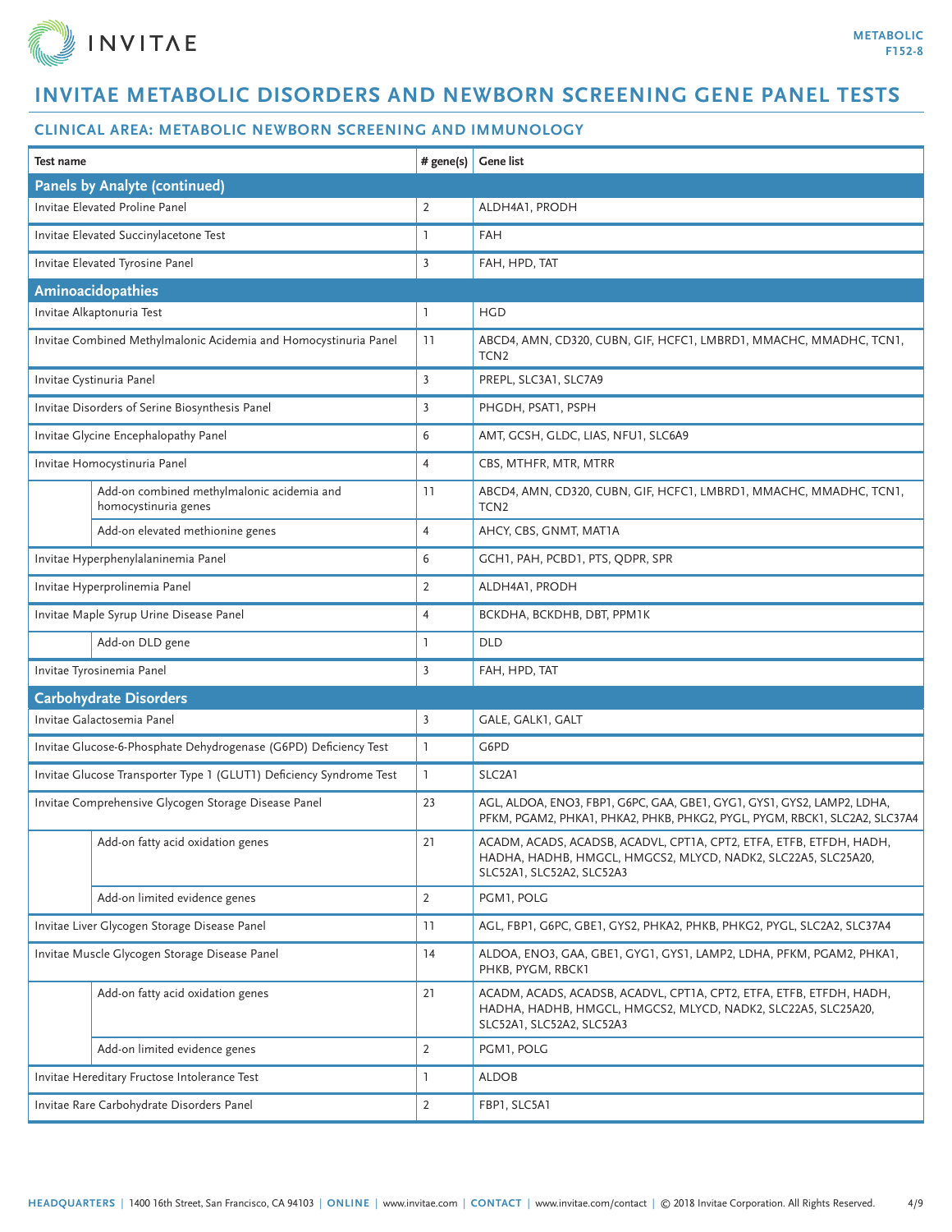# INVITAE METABOLIC DISORDERS AND NEWBORN SCREENING GENE PANEL TESTS

## CLINICAL AREA: METABOLIC NEWBORN SCREENING AND IMMUNOLOGY

| Test name | | # gene(s) | Gene list |
|---|---|---|---|
| **Panels by Analyte (continued)** | | | |
| Invitae Elevated Proline Panel | | 2 | ALDH4A1, PRODH |
| Invitae Elevated Succinylacetone Test | | 1 | FAH |
| Invitae Elevated Tyrosine Panel | | 3 | FAH, HPD, TAT |
| **Aminoacidopathies** | | | |
| Invitae Alkaptonuria Test | | 1 | HGD |
| Invitae Combined Methylmalonic Acidemia and Homocystinuria Panel | | 11 | ABCD4, AMN, CD320, CUBN, GIF, HCFC1, LMBRD1, MMACHC, MMADHC, TCN1, TCN2 |
| Invitae Cystinuria Panel | | 3 | PREPL, SLC3A1, SLC7A9 |
| Invitae Disorders of Serine Biosynthesis Panel | | 3 | PHGDH, PSAT1, PSPH |
| Invitae Glycine Encephalopathy Panel | | 6 | AMT, GCSH, GLDC, LIAS, NFU1, SLC6A9 |
| Invitae Homocystinuria Panel | | 4 | CBS, MTHFR, MTR, MTRR |
| | Add-on combined methylmalonic acidemia and homocystinuria genes | 11 | ABCD4, AMN, CD320, CUBN, GIF, HCFC1, LMBRD1, MMACHC, MMADHC, TCN1, TCN2 |
| | Add-on elevated methionine genes | 4 | AHCY, CBS, GNMT, MAT1A |
| Invitae Hyperphenylalaninemia Panel | | 6 | GCH1, PAH, PCBD1, PTS, QDPR, SPR |
| Invitae Hyperprolinemia Panel | | 2 | ALDH4A1, PRODH |
| Invitae Maple Syrup Urine Disease Panel | | 4 | BCKDHA, BCKDHB, DBT, PPM1K |
| | Add-on DLD gene | 1 | DLD |
| Invitae Tyrosinemia Panel | | 3 | FAH, HPD, TAT |
| **Carbohydrate Disorders** | | | |
| Invitae Galactosemia Panel | | 3 | GALE, GALK1, GALT |
| Invitae Glucose-6-Phosphate Dehydrogenase (G6PD) Deficiency Test | | 1 | G6PD |
| Invitae Glucose Transporter Type 1 (GLUT1) Deficiency Syndrome Test | | 1 | SLC2A1 |
| Invitae Comprehensive Glycogen Storage Disease Panel | | 23 | AGL, ALDOA, ENO3, FBP1, G6PC, GAA, GBE1, GYG1, GYS1, GYS2, LAMP2, LDHA, PFKM, PGAM2, PHKA1, PHKA2, PHKB, PHKG2, PYGL, PYGM, RBCK1, SLC2A2, SLC37A4 |
| | Add-on fatty acid oxidation genes | 21 | ACADM, ACADS, ACADSB, ACADVL, CPT1A, CPT2, ETFA, ETFB, ETFDH, HADH, HADHA, HADHB, HMGCL, HMGCS2, MLYCD, NADK2, SLC22A5, SLC25A20, SLC52A1, SLC52A2, SLC52A3 |
| | Add-on limited evidence genes | 2 | PGM1, POLG |
| Invitae Liver Glycogen Storage Disease Panel | | 11 | AGL, FBP1, G6PC, GBE1, GYS2, PHKA2, PHKB, PHKG2, PYGL, SLC2A2, SLC37A4 |
| Invitae Muscle Glycogen Storage Disease Panel | | 14 | ALDOA, ENO3, GAA, GBE1, GYG1, GYS1, LAMP2, LDHA, PFKM, PGAM2, PHKA1, PHKB, PYGM, RBCK1 |
| | Add-on fatty acid oxidation genes | 21 | ACADM, ACADS, ACADSB, ACADVL, CPT1A, CPT2, ETFA, ETFB, ETFDH, HADH, HADHA, HADHB, HMGCL, HMGCS2, MLYCD, NADK2, SLC22A5, SLC25A20, SLC52A1, SLC52A2, SLC52A3 |
| | Add-on limited evidence genes | 2 | PGM1, POLG |
| Invitae Hereditary Fructose Intolerance Test | | 1 | ALDOB |
| Invitae Rare Carbohydrate Disorders Panel | | 2 | FBP1, SLC5A1 |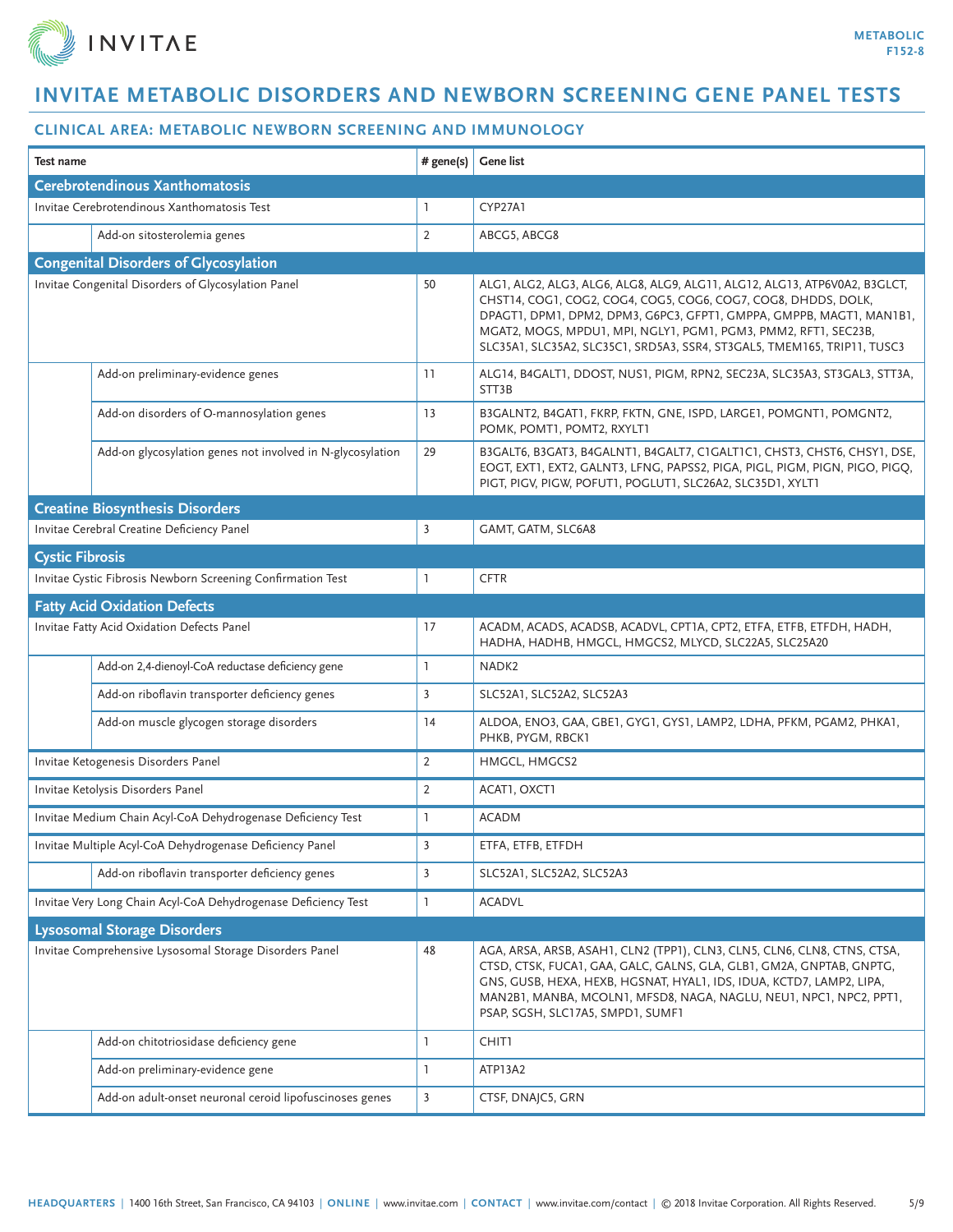# INVITAE METABOLIC DISORDERS AND NEWBORN SCREENING GENE PANEL TESTS

## CLINICAL AREA: METABOLIC NEWBORN SCREENING AND IMMUNOLOGY

| Test name | | # gene(s) | Gene list |
|---|---|---|---|
| **Cerebrotendinous Xanthomatosis** | | | |
| Invitae Cerebrotendinous Xanthomatosis Test | | 1 | CYP27A1 |
| | Add-on sitosterolemia genes | 2 | ABCG5, ABCG8 |
| **Congenital Disorders of Glycosylation** | | | |
| Invitae Congenital Disorders of Glycosylation Panel | | 50 | ALG1, ALG2, ALG3, ALG6, ALG8, ALG9, ALG11, ALG12, ALG13, ATP6V0A2, B3GLCT, CHST14, COG1, COG2, COG4, COG5, COG6, COG7, COG8, DHDDS, DOLK, DPAGT1, DPM1, DPM2, DPM3, G6PC3, GFPT1, GMPPA, GMPPB, MAGT1, MAN1B1, MGAT2, MOGS, MPDU1, MPI, NGLY1, PGM1, PGM3, PMM2, RFT1, SEC23B, SLC35A1, SLC35A2, SLC35C1, SRD5A3, SSR4, ST3GAL5, TMEM165, TRIP11, TUSC3 |
| | Add-on preliminary-evidence genes | 11 | ALG14, B4GALT1, DDOST, NUS1, PIGM, RPN2, SEC23A, SLC35A3, ST3GAL3, STT3A, STT3B |
| | Add-on disorders of O-mannosylation genes | 13 | B3GALNT2, B4GAT1, FKRP, FKTN, GNE, ISPD, LARGE1, POMGNT1, POMGNT2, POMK, POMT1, POMT2, RXYLT1 |
| | Add-on glycosylation genes not involved in N-glycosylation | 29 | B3GALT6, B3GAT3, B4GALNT1, B4GALT7, C1GALT1C1, CHST3, CHST6, CHSY1, DSE, EOGT, EXT1, EXT2, GALNT3, LFNG, PAPSS2, PIGA, PIGL, PIGM, PIGN, PIGO, PIGQ, PIGT, PIGV, PIGW, POFUT1, POGLUT1, SLC26A2, SLC35D1, XYLT1 |
| **Creatine Biosynthesis Disorders** | | | |
| Invitae Cerebral Creatine Deficiency Panel | | 3 | GAMT, GATM, SLC6A8 |
| **Cystic Fibrosis** | | | |
| Invitae Cystic Fibrosis Newborn Screening Confirmation Test | | 1 | CFTR |
| **Fatty Acid Oxidation Defects** | | | |
| Invitae Fatty Acid Oxidation Defects Panel | | 17 | ACADM, ACADS, ACADSB, ACADVL, CPT1A, CPT2, ETFA, ETFB, ETFDH, HADH, HADHA, HADHB, HMGCL, HMGCS2, MLYCD, SLC22A5, SLC25A20 |
| | Add-on 2,4-dienoyl-CoA reductase deficiency gene | 1 | NADK2 |
| | Add-on riboflavin transporter deficiency genes | 3 | SLC52A1, SLC52A2, SLC52A3 |
| | Add-on muscle glycogen storage disorders | 14 | ALDOA, ENO3, GAA, GBE1, GYG1, GYS1, LAMP2, LDHA, PFKM, PGAM2, PHKA1, PHKB, PYGM, RBCK1 |
| Invitae Ketogenesis Disorders Panel | | 2 | HMGCL, HMGCS2 |
| Invitae Ketolysis Disorders Panel | | 2 | ACAT1, OXCT1 |
| Invitae Medium Chain Acyl-CoA Dehydrogenase Deficiency Test | | 1 | ACADM |
| Invitae Multiple Acyl-CoA Dehydrogenase Deficiency Panel | | 3 | ETFA, ETFB, ETFDH |
| | Add-on riboflavin transporter deficiency genes | 3 | SLC52A1, SLC52A2, SLC52A3 |
| Invitae Very Long Chain Acyl-CoA Dehydrogenase Deficiency Test | | 1 | ACADVL |
| **Lysosomal Storage Disorders** | | | |
| Invitae Comprehensive Lysosomal Storage Disorders Panel | | 48 | AGA, ARSA, ARSB, ASAH1, CLN2 (TPP1), CLN3, CLN5, CLN6, CLN8, CTNS, CTSA, CTSD, CTSK, FUCA1, GAA, GALC, GALNS, GLA, GLB1, GM2A, GNPTAB, GNPTG, GNS, GUSB, HEXA, HEXB, HGSNAT, HYAL1, IDS, IDUA, KCTD7, LAMP2, LIPA, MAN2B1, MANBA, MCOLN1, MFSD8, NAGA, NAGLU, NEU1, NPC1, NPC2, PPT1, PSAP, SGSH, SLC17A5, SMPD1, SUMF1 |
| | Add-on chitotriosidase deficiency gene | 1 | CHIT1 |
| | Add-on preliminary-evidence gene | 1 | ATP13A2 |
| | Add-on adult-onset neuronal ceroid lipofuscinoses genes | 3 | CTSF, DNAJC5, GRN |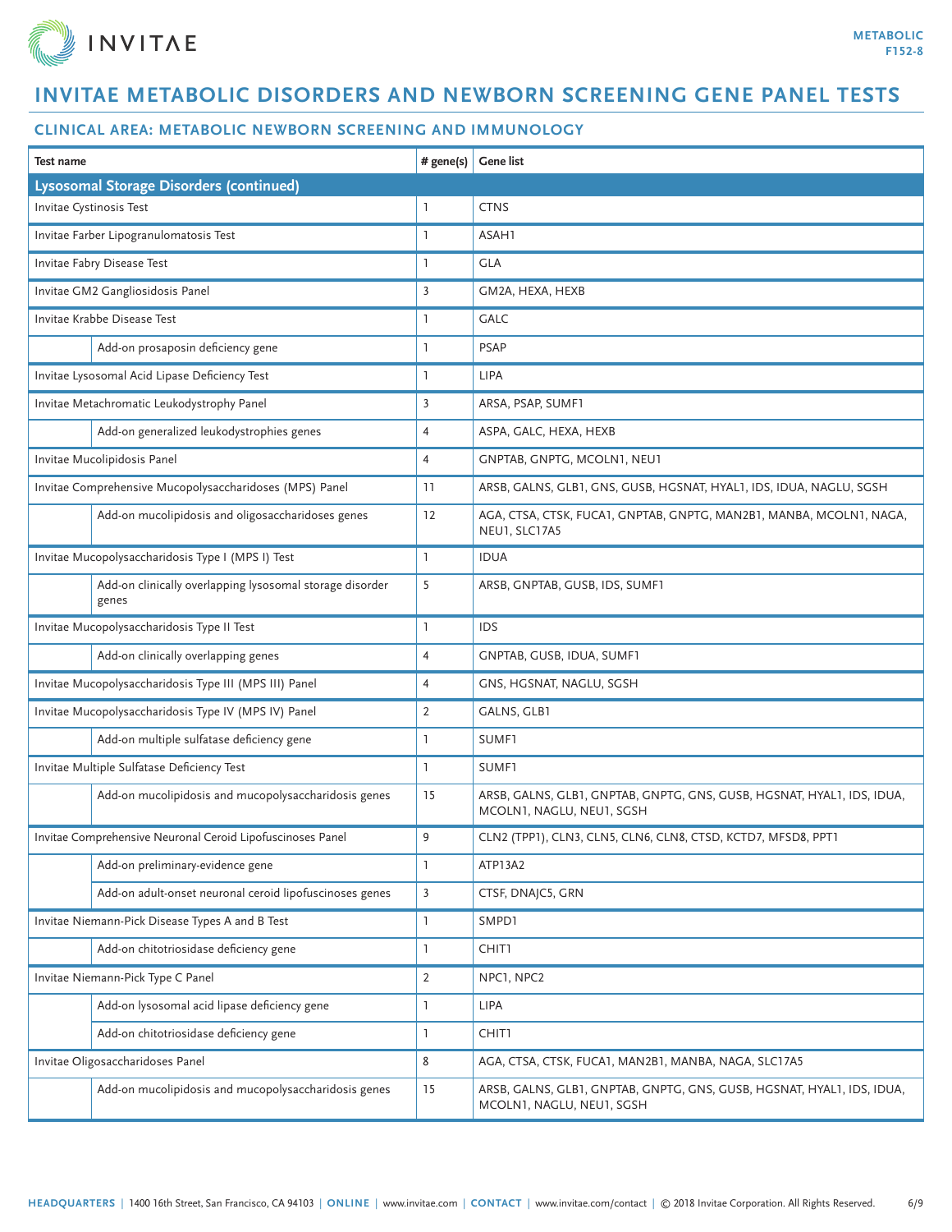# INVITAE METABOLIC DISORDERS AND NEWBORN SCREENING GENE PANEL TESTS

## CLINICAL AREA: METABOLIC NEWBORN SCREENING AND IMMUNOLOGY

| Test name | | # gene(s) | Gene list |
|---|---|---|---|
| **Lysosomal Storage Disorders (continued)** | | | |
| Invitae Cystinosis Test | | 1 | CTNS |
| Invitae Farber Lipogranulomatosis Test | | 1 | ASAH1 |
| Invitae Fabry Disease Test | | 1 | GLA |
| Invitae GM2 Gangliosidosis Panel | | 3 | GM2A, HEXA, HEXB |
| Invitae Krabbe Disease Test | | 1 | GALC |
| | Add-on prosaposin deficiency gene | 1 | PSAP |
| Invitae Lysosomal Acid Lipase Deficiency Test | | 1 | LIPA |
| Invitae Metachromatic Leukodystrophy Panel | | 3 | ARSA, PSAP, SUMF1 |
| | Add-on generalized leukodystrophies genes | 4 | ASPA, GALC, HEXA, HEXB |
| Invitae Mucolipidosis Panel | | 4 | GNPTAB, GNPTG, MCOLN1, NEU1 |
| Invitae Comprehensive Mucopolysaccharidoses (MPS) Panel | | 11 | ARSB, GALNS, GLB1, GNS, GUSB, HGSNAT, HYAL1, IDS, IDUA, NAGLU, SGSH |
| | Add-on mucolipidosis and oligosaccharidoses genes | 12 | AGA, CTSA, CTSK, FUCA1, GNPTAB, GNPTG, MAN2B1, MANBA, MCOLN1, NAGA, NEU1, SLC17A5 |
| Invitae Mucopolysaccharidosis Type I (MPS I) Test | | 1 | IDUA |
| | Add-on clinically overlapping lysosomal storage disorder genes | 5 | ARSB, GNPTAB, GUSB, IDS, SUMF1 |
| Invitae Mucopolysaccharidosis Type II Test | | 1 | IDS |
| | Add-on clinically overlapping genes | 4 | GNPTAB, GUSB, IDUA, SUMF1 |
| Invitae Mucopolysaccharidosis Type III (MPS III) Panel | | 4 | GNS, HGSNAT, NAGLU, SGSH |
| Invitae Mucopolysaccharidosis Type IV (MPS IV) Panel | | 2 | GALNS, GLB1 |
| | Add-on multiple sulfatase deficiency gene | 1 | SUMF1 |
| Invitae Multiple Sulfatase Deficiency Test | | 1 | SUMF1 |
| | Add-on mucolipidosis and mucopolysaccharidosis genes | 15 | ARSB, GALNS, GLB1, GNPTAB, GNPTG, GNS, GUSB, HGSNAT, HYAL1, IDS, IDUA, MCOLN1, NAGLU, NEU1, SGSH |
| Invitae Comprehensive Neuronal Ceroid Lipofuscinoses Panel | | 9 | CLN2 (TPP1), CLN3, CLN5, CLN6, CLN8, CTSD, KCTD7, MFSD8, PPT1 |
| | Add-on preliminary-evidence gene | 1 | ATP13A2 |
| | Add-on adult-onset neuronal ceroid lipofuscinoses genes | 3 | CTSF, DNAJC5, GRN |
| Invitae Niemann-Pick Disease Types A and B Test | | 1 | SMPD1 |
| | Add-on chitotriosidase deficiency gene | 1 | CHIT1 |
| Invitae Niemann-Pick Type C Panel | | 2 | NPC1, NPC2 |
| | Add-on lysosomal acid lipase deficiency gene | 1 | LIPA |
| | Add-on chitotriosidase deficiency gene | 1 | CHIT1 |
| Invitae Oligosaccharidoses Panel | | 8 | AGA, CTSA, CTSK, FUCA1, MAN2B1, MANBA, NAGA, SLC17A5 |
| | Add-on mucolipidosis and mucopolysaccharidosis genes | 15 | ARSB, GALNS, GLB1, GNPTAB, GNPTG, GNS, GUSB, HGSNAT, HYAL1, IDS, IDUA, MCOLN1, NAGLU, NEU1, SGSH |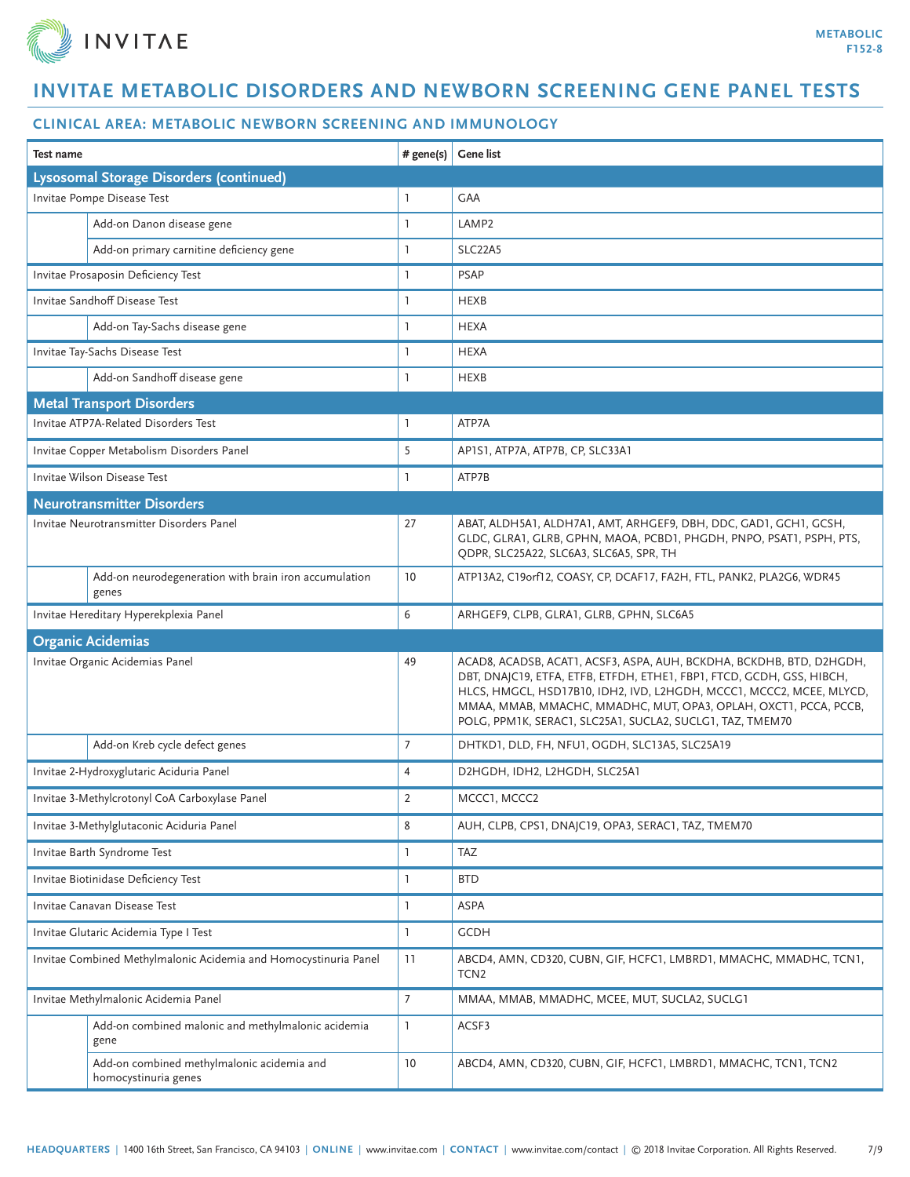# INVITAE METABOLIC DISORDERS AND NEWBORN SCREENING GENE PANEL TESTS

## CLINICAL AREA: METABOLIC NEWBORN SCREENING AND IMMUNOLOGY

| Test name | | # gene(s) | Gene list |
|---|---|---|---|
| **Lysosomal Storage Disorders (continued)** | | | |
| Invitae Pompe Disease Test | | 1 | GAA |
| | Add-on Danon disease gene | 1 | LAMP2 |
| | Add-on primary carnitine deficiency gene | 1 | SLC22A5 |
| Invitae Prosaposin Deficiency Test | | 1 | PSAP |
| Invitae Sandhoff Disease Test | | 1 | HEXB |
| | Add-on Tay-Sachs disease gene | 1 | HEXA |
| Invitae Tay-Sachs Disease Test | | 1 | HEXA |
| | Add-on Sandhoff disease gene | 1 | HEXB |
| **Metal Transport Disorders** | | | |
| Invitae ATP7A-Related Disorders Test | | 1 | ATP7A |
| Invitae Copper Metabolism Disorders Panel | | 5 | AP1S1, ATP7A, ATP7B, CP, SLC33A1 |
| Invitae Wilson Disease Test | | 1 | ATP7B |
| **Neurotransmitter Disorders** | | | |
| Invitae Neurotransmitter Disorders Panel | | 27 | ABAT, ALDH5A1, ALDH7A1, AMT, ARHGEF9, DBH, DDC, GAD1, GCH1, GCSH, GLDC, GLRA1, GLRB, GPHN, MAOA, PCBD1, PHGDH, PNPO, PSAT1, PSPH, PTS, QDPR, SLC25A22, SLC6A3, SLC6A5, SPR, TH |
| | Add-on neurodegeneration with brain iron accumulation genes | 10 | ATP13A2, C19orf12, COASY, CP, DCAF17, FA2H, FTL, PANK2, PLA2G6, WDR45 |
| Invitae Hereditary Hyperekplexia Panel | | 6 | ARHGEF9, CLPB, GLRA1, GLRB, GPHN, SLC6A5 |
| **Organic Acidemias** | | | |
| Invitae Organic Acidemias Panel | | 49 | ACAD8, ACADSB, ACAT1, ACSF3, ASPA, AUH, BCKDHA, BCKDHB, BTD, D2HGDH, DBT, DNAJC19, ETFA, ETFB, ETFDH, ETHE1, FBP1, FTCD, GCDH, GSS, HIBCH, HLCS, HMGCL, HSD17B10, IDH2, IVD, L2HGDH, MCCC1, MCCC2, MCEE, MLYCD, MMAA, MMAB, MMACHC, MMADHC, MUT, OPA3, OPLAH, OXCT1, PCCA, PCCB, POLG, PPM1K, SERAC1, SLC25A1, SUCLA2, SUCLG1, TAZ, TMEM70 |
| | Add-on Kreb cycle defect genes | 7 | DHTKD1, DLD, FH, NFU1, OGDH, SLC13A5, SLC25A19 |
| Invitae 2-Hydroxyglutaric Aciduria Panel | | 4 | D2HGDH, IDH2, L2HGDH, SLC25A1 |
| Invitae 3-Methylcrotonyl CoA Carboxylase Panel | | 2 | MCCC1, MCCC2 |
| Invitae 3-Methylglutaconic Aciduria Panel | | 8 | AUH, CLPB, CPS1, DNAJC19, OPA3, SERAC1, TAZ, TMEM70 |
| Invitae Barth Syndrome Test | | 1 | TAZ |
| Invitae Biotinidase Deficiency Test | | 1 | BTD |
| Invitae Canavan Disease Test | | 1 | ASPA |
| Invitae Glutaric Acidemia Type I Test | | 1 | GCDH |
| Invitae Combined Methylmalonic Acidemia and Homocystinuria Panel | | 11 | ABCD4, AMN, CD320, CUBN, GIF, HCFC1, LMBRD1, MMACHC, MMADHC, TCN1, TCN2 |
| Invitae Methylmalonic Acidemia Panel | | 7 | MMAA, MMAB, MMADHC, MCEE, MUT, SUCLA2, SUCLG1 |
| | Add-on combined malonic and methylmalonic acidemia gene | 1 | ACSF3 |
| | Add-on combined methylmalonic acidemia and homocystinuria genes | 10 | ABCD4, AMN, CD320, CUBN, GIF, HCFC1, LMBRD1, MMACHC, TCN1, TCN2 |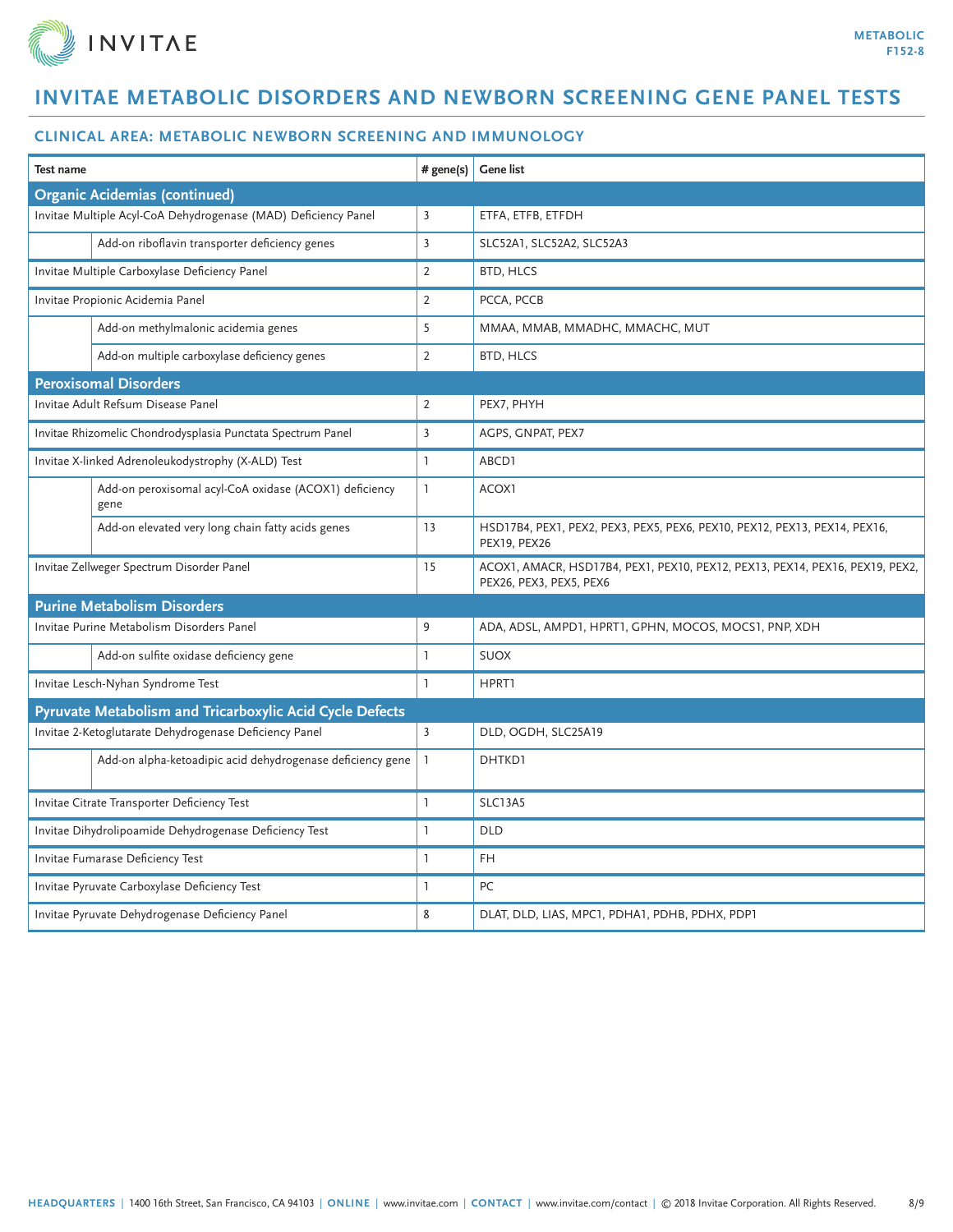# INVITAE METABOLIC DISORDERS AND NEWBORN SCREENING GENE PANEL TESTS

## CLINICAL AREA: METABOLIC NEWBORN SCREENING AND IMMUNOLOGY

| Test name | | # gene(s) | Gene list |
|---|---|---|---|
| **Organic Acidemias (continued)** | | | |
| Invitae Multiple Acyl-CoA Dehydrogenase (MAD) Deficiency Panel | | 3 | ETFA, ETFB, ETFDH |
| | Add-on riboflavin transporter deficiency genes | 3 | SLC52A1, SLC52A2, SLC52A3 |
| Invitae Multiple Carboxylase Deficiency Panel | | 2 | BTD, HLCS |
| Invitae Propionic Acidemia Panel | | 2 | PCCA, PCCB |
| | Add-on methylmalonic acidemia genes | 5 | MMAA, MMAB, MMADHC, MMACHC, MUT |
| | Add-on multiple carboxylase deficiency genes | 2 | BTD, HLCS |
| **Peroxisomal Disorders** | | | |
| Invitae Adult Refsum Disease Panel | | 2 | PEX7, PHYH |
| Invitae Rhizomelic Chondrodysplasia Punctata Spectrum Panel | | 3 | AGPS, GNPAT, PEX7 |
| Invitae X-linked Adrenoleukodystrophy (X-ALD) Test | | 1 | ABCD1 |
| | Add-on peroxisomal acyl-CoA oxidase (ACOX1) deficiency gene | 1 | ACOX1 |
| | Add-on elevated very long chain fatty acids genes | 13 | HSD17B4, PEX1, PEX2, PEX3, PEX5, PEX6, PEX10, PEX12, PEX13, PEX14, PEX16, PEX19, PEX26 |
| Invitae Zellweger Spectrum Disorder Panel | | 15 | ACOX1, AMACR, HSD17B4, PEX1, PEX10, PEX12, PEX13, PEX14, PEX16, PEX19, PEX2, PEX26, PEX3, PEX5, PEX6 |
| **Purine Metabolism Disorders** | | | |
| Invitae Purine Metabolism Disorders Panel | | 9 | ADA, ADSL, AMPD1, HPRT1, GPHN, MOCOS, MOCS1, PNP, XDH |
| | Add-on sulfite oxidase deficiency gene | 1 | SUOX |
| Invitae Lesch-Nyhan Syndrome Test | | 1 | HPRT1 |
| **Pyruvate Metabolism and Tricarboxylic Acid Cycle Defects** | | | |
| Invitae 2-Ketoglutarate Dehydrogenase Deficiency Panel | | 3 | DLD, OGDH, SLC25A19 |
| | Add-on alpha-ketoadipic acid dehydrogenase deficiency gene | 1 | DHTKD1 |
| Invitae Citrate Transporter Deficiency Test | | 1 | SLC13A5 |
| Invitae Dihydrolipoamide Dehydrogenase Deficiency Test | | 1 | DLD |
| Invitae Fumarase Deficiency Test | | 1 | FH |
| Invitae Pyruvate Carboxylase Deficiency Test | | 1 | PC |
| Invitae Pyruvate Dehydrogenase Deficiency Panel | | 8 | DLAT, DLD, LIAS, MPC1, PDHA1, PDHB, PDHX, PDP1 |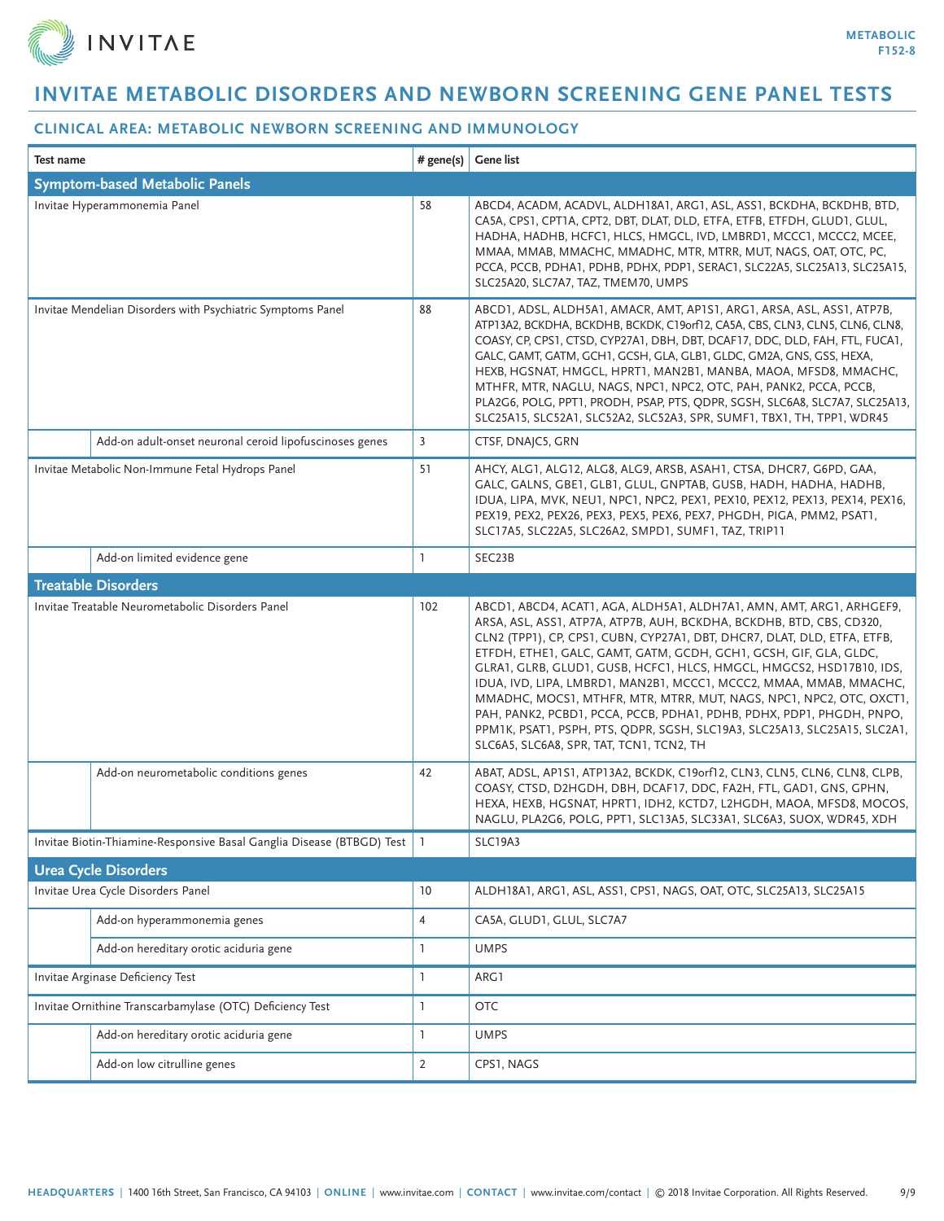# INVITAE METABOLIC DISORDERS AND NEWBORN SCREENING GENE PANEL TESTS

## CLINICAL AREA: METABOLIC NEWBORN SCREENING AND IMMUNOLOGY

| Test name | | # gene(s) | Gene list |
|---|---|---|---|
| **Symptom-based Metabolic Panels** | | | |
| Invitae Hyperammonemia Panel | | 58 | ABCD4, ACADM, ACADVL, ALDH18A1, ARG1, ASL, ASS1, BCKDHA, BCKDHB, BTD, CA5A, CPS1, CPT1A, CPT2, DBT, DLAT, DLD, ETFA, ETFB, ETFDH, GLUD1, GLUL, HADHA, HADHB, HCFC1, HLCS, HMGCL, IVD, LMBRD1, MCCC1, MCCC2, MCEE, MMAA, MMAB, MMACHC, MMADHC, MTR, MTRR, MUT, NAGS, OAT, OTC, PC, PCCA, PCCB, PDHA1, PDHB, PDHX, PDP1, SERAC1, SLC22A5, SLC25A13, SLC25A15, SLC25A20, SLC7A7, TAZ, TMEM70, UMPS |
| Invitae Mendelian Disorders with Psychiatric Symptoms Panel | | 88 | ABCD1, ADSL, ALDH5A1, AMACR, AMT, AP1S1, ARG1, ARSA, ASL, ASS1, ATP7B, ATP13A2, BCKDHA, BCKDHB, BCKDK, C19orf12, CA5A, CBS, CLN3, CLN5, CLN6, CLN8, COASY, CP, CPS1, CTSD, CYP27A1, DBH, DBT, DCAF17, DDC, DLD, FAH, FTL, FUCA1, GALC, GAMT, GATM, GCH1, GCSH, GLA, GLB1, GLDC, GM2A, GNS, GSS, HEXA, HEXB, HGSNAT, HMGCL, HPRT1, MAN2B1, MANBA, MAOA, MFSD8, MMACHC, MTHFR, MTR, NAGLU, NAGS, NPC1, NPC2, OTC, PAH, PANK2, PCCA, PCCB, PLA2G6, POLG, PPT1, PRODH, PSAP, PTS, QDPR, SGSH, SLC6A8, SLC7A7, SLC25A13, SLC25A15, SLC52A1, SLC52A2, SLC52A3, SPR, SUMF1, TBX1, TH, TPP1, WDR45 |
| | Add-on adult-onset neuronal ceroid lipofuscinoses genes | 3 | CTSF, DNAJC5, GRN |
| Invitae Metabolic Non-Immune Fetal Hydrops Panel | | 51 | AHCY, ALG1, ALG12, ALG8, ALG9, ARSB, ASAH1, CTSA, DHCR7, G6PD, GAA, GALC, GALNS, GBE1, GLB1, GLUL, GNPTAB, GUSB, HADH, HADHA, HADHB, IDUA, LIPA, MVK, NEU1, NPC1, NPC2, PEX1, PEX10, PEX12, PEX13, PEX14, PEX16, PEX19, PEX2, PEX26, PEX3, PEX5, PEX6, PEX7, PHGDH, PIGA, PMM2, PSAT1, SLC17A5, SLC22A5, SLC26A2, SMPD1, SUMF1, TAZ, TRIP11 |
| | Add-on limited evidence gene | 1 | SEC23B |
| **Treatable Disorders** | | | |
| Invitae Treatable Neurometabolic Disorders Panel | | 102 | ABCD1, ABCD4, ACAT1, AGA, ALDH5A1, ALDH7A1, AMN, AMT, ARG1, ARHGEF9, ARSA, ASL, ASS1, ATP7A, ATP7B, AUH, BCKDHA, BCKDHB, BTD, CBS, CD320, CLN2 (TPP1), CP, CPS1, CUBN, CYP27A1, DBT, DHCR7, DLAT, DLD, ETFA, ETFB, ETFDH, ETHE1, GALC, GAMT, GATM, GCDH, GCH1, GCSH, GIF, GLA, GLDC, GLRA1, GLRB, GLUD1, GUSB, HCFC1, HLCS, HMGCL, HMGCS2, HSD17B10, IDS, IDUA, IVD, LIPA, LMBRD1, MAN2B1, MCCC1, MCCC2, MMAA, MMAB, MMACHC, MMADHC, MOCS1, MTHFR, MTR, MTRR, MUT, NAGS, NPC1, NPC2, OTC, OXCT1, PAH, PANK2, PCBD1, PCCA, PCCB, PDHA1, PDHB, PDHX, PDP1, PHGDH, PNPO, PPM1K, PSAT1, PSPH, PTS, QDPR, SGSH, SLC19A3, SLC25A13, SLC25A15, SLC2A1, SLC6A5, SLC6A8, SPR, TAT, TCN1, TCN2, TH |
| | Add-on neurometabolic conditions genes | 42 | ABAT, ADSL, AP1S1, ATP13A2, BCKDK, C19orf12, CLN3, CLN5, CLN6, CLN8, CLPB, COASY, CTSD, D2HGDH, DBH, DCAF17, DDC, FA2H, FTL, GAD1, GNS, GPHN, HEXA, HEXB, HGSNAT, HPRT1, IDH2, KCTD7, L2HGDH, MAOA, MFSD8, MOCOS, NAGLU, PLA2G6, POLG, PPT1, SLC13A5, SLC33A1, SLC6A3, SUOX, WDR45, XDH |
| Invitae Biotin-Thiamine-Responsive Basal Ganglia Disease (BTBGD) Test | | 1 | SLC19A3 |
| **Urea Cycle Disorders** | | | |
| Invitae Urea Cycle Disorders Panel | | 10 | ALDH18A1, ARG1, ASL, ASS1, CPS1, NAGS, OAT, OTC, SLC25A13, SLC25A15 |
| | Add-on hyperammonemia genes | 4 | CA5A, GLUD1, GLUL, SLC7A7 |
| | Add-on hereditary orotic aciduria gene | 1 | UMPS |
| Invitae Arginase Deficiency Test | | 1 | ARG1 |
| Invitae Ornithine Transcarbamylase (OTC) Deficiency Test | | 1 | OTC |
| | Add-on hereditary orotic aciduria gene | 1 | UMPS |
| | Add-on low citrulline genes | 2 | CPS1, NAGS |

HEADQUARTERS | 1400 16th Street, San Francisco, CA 94103 | ONLINE | www.invitae.com | CONTACT | www.invitae.com/contact | © 2018 Invitae Corporation. All Rights Reserved.